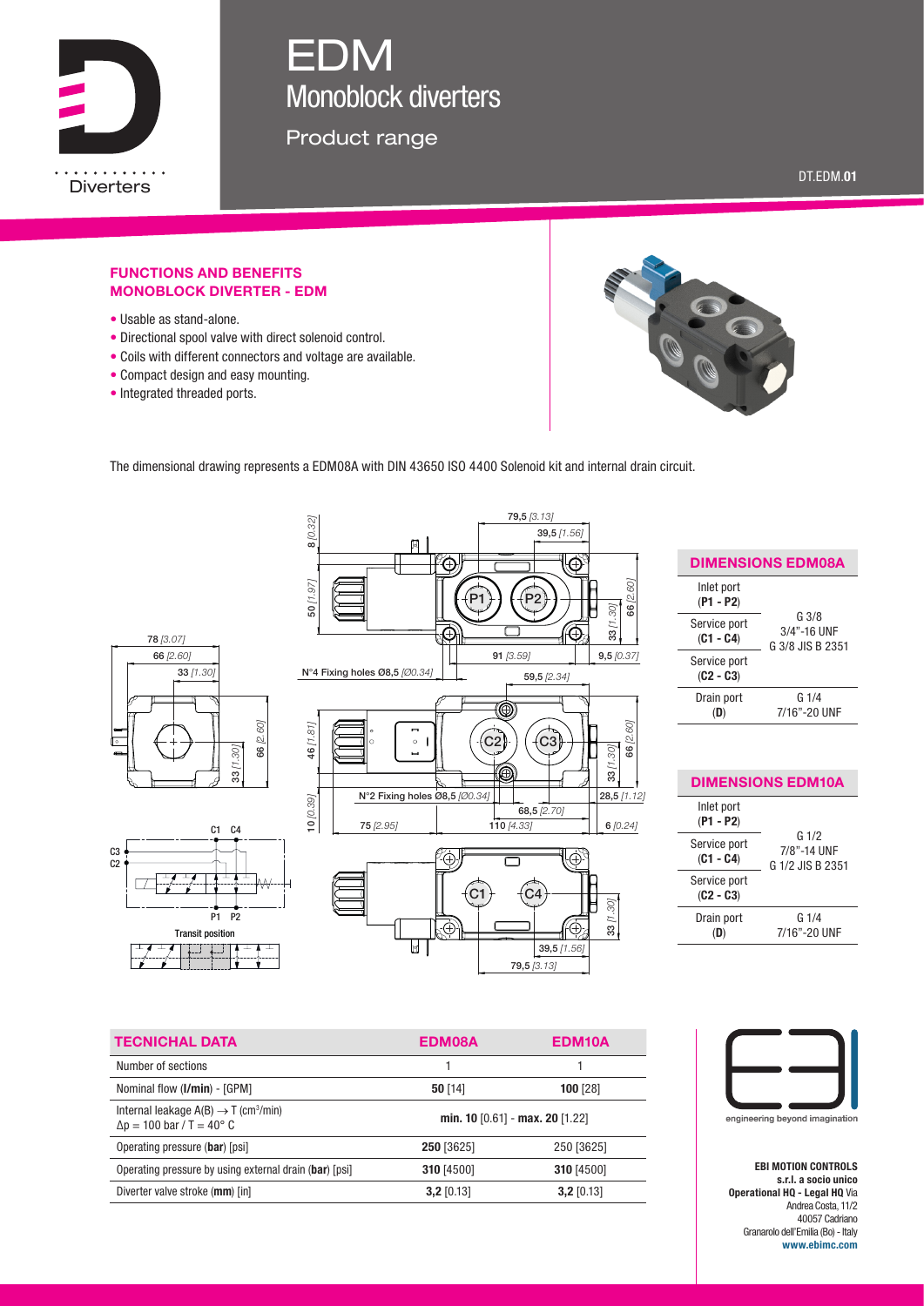# EDM

## Monoblock diverters

Product range

Diverters

DT.EDM.01

### FUNCTIONS AND BENEFITS MONOBLOCK DIVERTER - EDM

- Usable as stand-alone.
- Directional spool valve with direct solenoid control.
- Coils with different connectors and voltage are available.
- Compact design and easy mounting.
- Integrated threaded ports.

The dimensional drawing represents a EDM08A with DIN 43650 ISO 4400 Solenoid kit and internal drain circuit.

| DIMENSIONS EDM08A | |
|---|---|
| Inlet port (P1 - P2) | G 3/8<br>3/4"-16 UNF<br>G 3/8 JIS B 2351 |
| Service port (C1 - C4) | |
| Service port (C2 - C3) | |
| Drain port (D) | G 1/4<br>7/16"-20 UNF |

| DIMENSIONS EDM10A | |
|---|---|
| Inlet port (P1 - P2) | G 1/2<br>7/8"-14 UNF<br>G 1/2 JIS B 2351 |
| Service port (C1 - C4) | |
| Service port (C2 - C3) | |
| Drain port (D) | G 1/4<br>7/16"-20 UNF |

| TECNICHAL DATA | EDM08A | EDM10A |
|---|---|---|
| Number of sections | 1 | 1 |
| Nominal flow (**l/min**) - [GPM] | **50** [14] | **100** [28] |
| Internal leakage A(B) → T ($cm^3$/min) $\Delta p$ = 100 bar / T = 40° C | **min. 10** [0.61] - **max. 20** [1.22] | |
| Operating pressure (**bar**) [psi] | **250** [3625] | 250 [3625] |
| Operating pressure by using external drain (**bar**) [psi] | **310** [4500] | **310** [4500] |
| Diverter valve stroke (**mm**) [in] | **3,2** [0.13] | **3,2** [0.13] |

engineering beyond imagination

**EBI MOTION CONTROLS**
**s.r.l. a socio unico**
**Operational HQ - Legal HQ** Via Andrea Costa, 11/2
40057 Cadriano
Granarolo dell'Emilia (Bo) - Italy
**www.ebimc.com**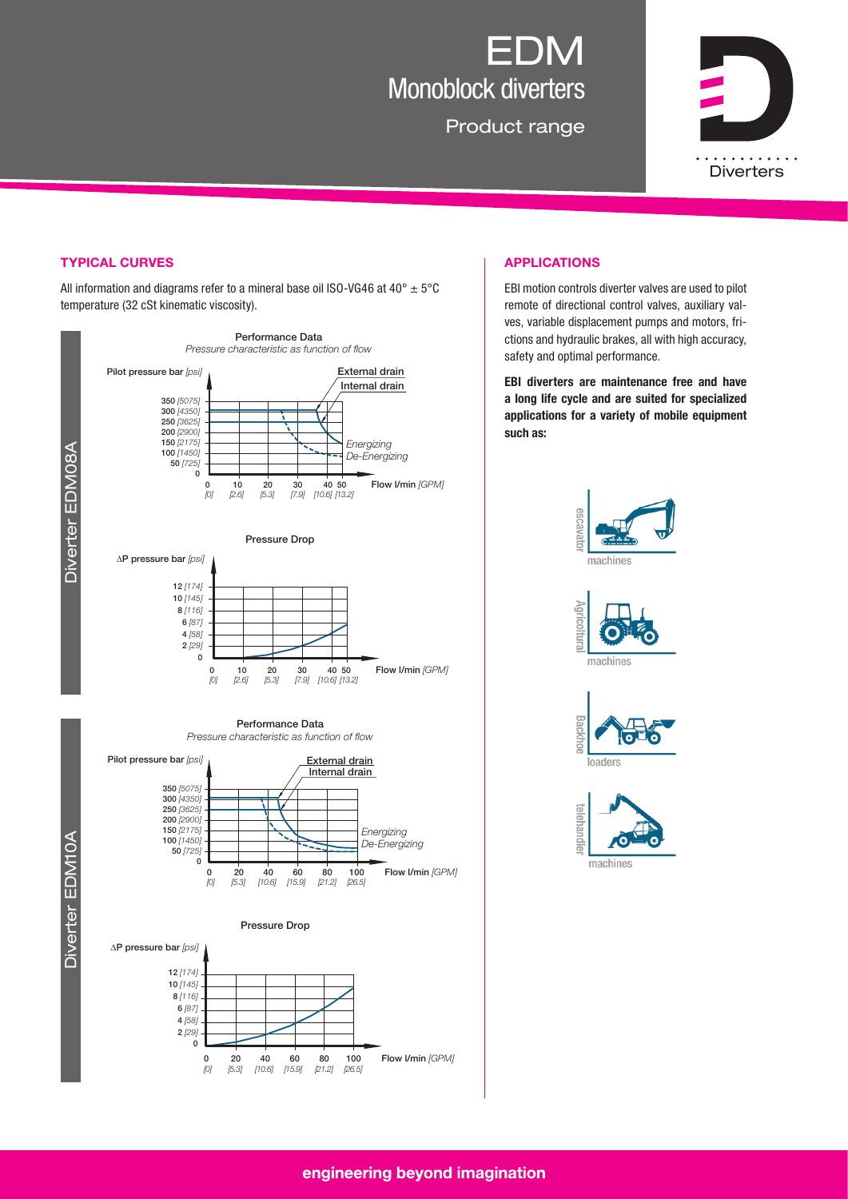# EDM
## Monoblock diverters
Product range

Diverters

### TYPICAL CURVES

All information and diagrams refer to a mineral base oil ISO-VG46 at 40° ± 5°C temperature (32 cSt kinematic viscosity).

Diverter EDM08A

**Performance Data**
*Pressure characteristic as function of flow*

Pilot pressure bar *[psi]*
External drain
Internal drain
350 *[5075]*
300 *[4350]*
250 *[3625]*
200 *[2900]*
150 *[2175]*
100 *[1450]*
50 *[725]*
0
*Energizing*
*De-Energizing*
0 *[0]* 10 *[2.6]* 20 *[5.3]* 30 *[7.9]* 40 *[10.6]* 50 *[13.2]*
Flow l/min *[GPM]*

**Pressure Drop**

ΔP pressure bar *[psi]*
12 *[174]*
10 *[145]*
8 *[116]*
6 *[87]*
4 *[58]*
2 *[29]*
0
0 *[0]* 10 *[2.6]* 20 *[5.3]* 30 *[7.9]* 40 *[10.6]* 50 *[13.2]*
Flow l/min *[GPM]*

Diverter EDM10A

**Performance Data**
*Pressure characteristic as function of flow*

Pilot pressure bar *[psi]*
External drain
Internal drain
350 *[5075]*
300 *[4350]*
250 *[3625]*
200 *[2900]*
150 *[2175]*
100 *[1450]*
50 *[725]*
0
*Energizing*
*De-Energizing*
0 *[0]* 20 *[5.3]* 40 *[10.6]* 60 *[15.9]* 80 *[21.2]* 100 *[26.5]*
Flow l/min *[GPM]*

**Pressure Drop**

ΔP pressure bar *[psi]*
12 *[174]*
10 *[145]*
8 *[116]*
6 *[87]*
4 *[58]*
2 *[29]*
0
0 *[0]* 20 *[5.3]* 40 *[10.6]* 60 *[15.9]* 80 *[21.2]* 100 *[26.5]*
Flow l/min *[GPM]*

### APPLICATIONS

EBI motion controls diverter valves are used to pilot remote of directional control valves, auxiliary valves, variable displacement pumps and motors, frictions and hydraulic brakes, all with high accuracy, safety and optimal performance.

**EBI diverters are maintenance free and have a long life cycle and are suited for specialized applications for a variety of mobile equipment such as:**

escavator machines

Agricoltural machines

Backhoe loaders

telehandler machines

**engineering beyond imagination**